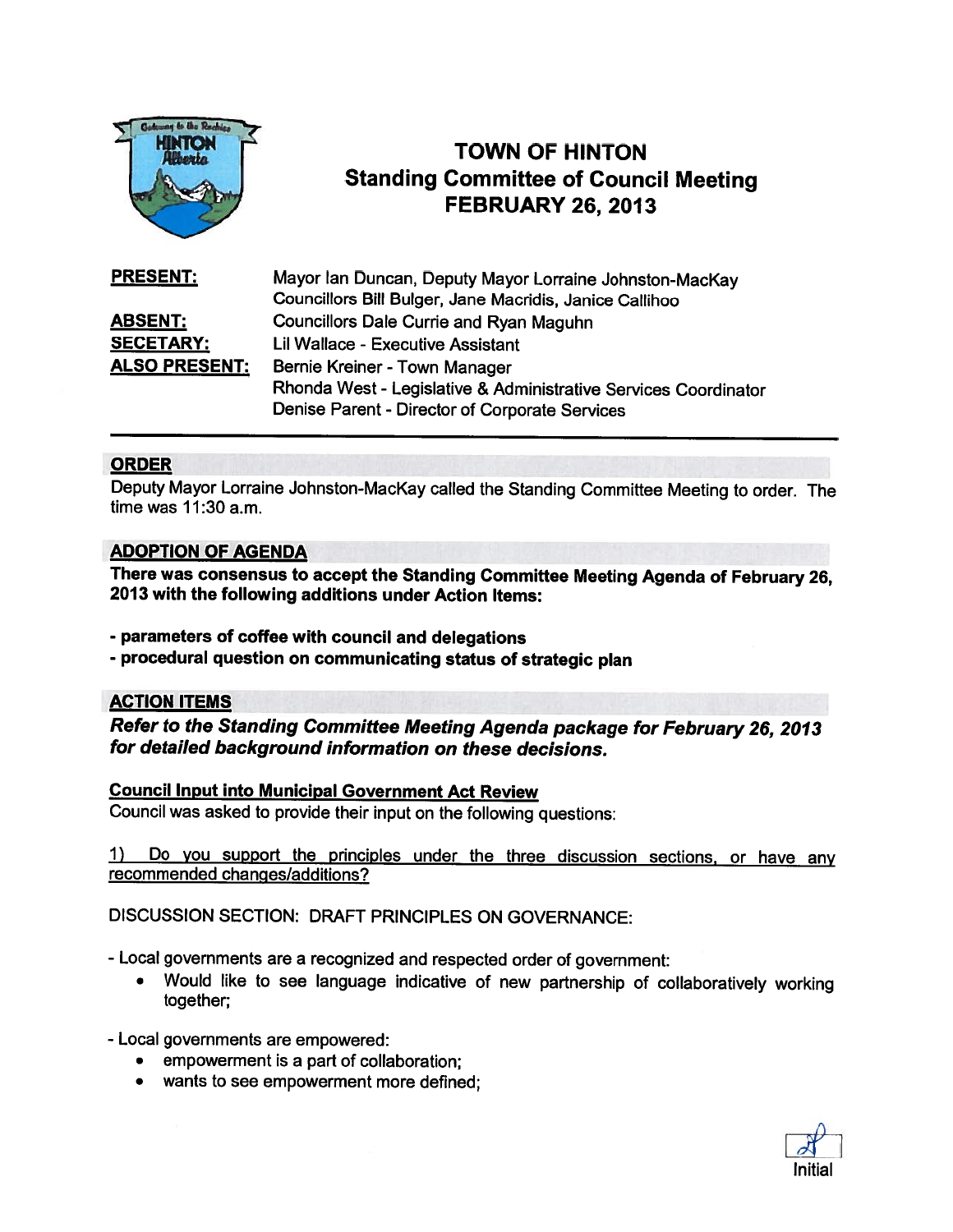# TOWN OF HINTON
## Standing Committee of Council Meeting
## FEBRUARY 26, 2013

| | |
|---|---|
| **PRESENT:** | Mayor Ian Duncan, Deputy Mayor Lorraine Johnston-MacKay<br>Councillors Bill Bulger, Jane Macridis, Janice Callihoo |
| **ABSENT:** | Councillors Dale Currie and Ryan Maguhn |
| **SECETARY:** | Lil Wallace - Executive Assistant |
| **ALSO PRESENT:** | Bernie Kreiner - Town Manager<br>Rhonda West - Legislative & Administrative Services Coordinator<br>Denise Parent - Director of Corporate Services |

## ORDER

Deputy Mayor Lorraine Johnston-MacKay called the Standing Committee Meeting to order. The time was 11:30 a.m.

## ADOPTION OF AGENDA

**There was consensus to accept the Standing Committee Meeting Agenda of February 26, 2013 with the following additions under Action Items:**

**- parameters of coffee with council and delegations**
**- procedural question on communicating status of strategic plan**

## ACTION ITEMS

***Refer to the Standing Committee Meeting Agenda package for February 26, 2013 for detailed background information on these decisions.***

### Council Input into Municipal Government Act Review

Council was asked to provide their input on the following questions:

1) Do you support the principles under the three discussion sections, or have any recommended changes/additions?

DISCUSSION SECTION: DRAFT PRINCIPLES ON GOVERNANCE:

- Local governments are a recognized and respected order of government:
  - Would like to see language indicative of new partnership of collaboratively working together;

- Local governments are empowered:
  - empowerment is a part of collaboration;
  - wants to see empowerment more defined;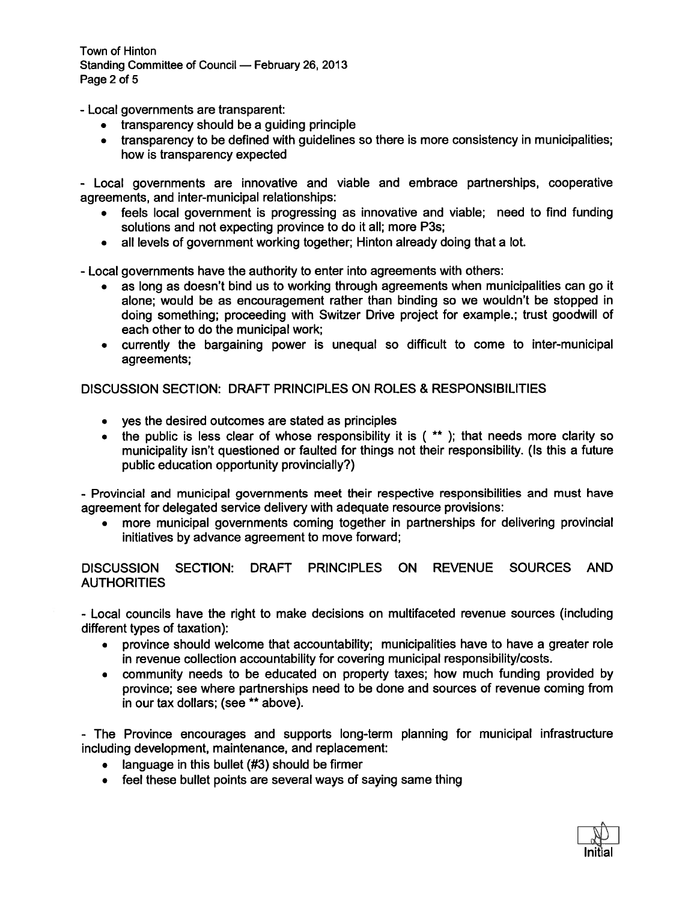- Local governments are transparent:

- transparency should be a guiding principle
- transparency to be defined with guidelines so there is more consistency in municipalities; how is transparency expected

- Local governments are innovative and viable and embrace partnerships, cooperative agreements, and inter-municipal relationships:

- feels local government is progressing as innovative and viable; need to find funding solutions and not expecting province to do it all; more P3s;
- all levels of government working together; Hinton already doing that a lot.

- Local governments have the authority to enter into agreements with others:

- as long as doesn't bind us to working through agreements when municipalities can go it alone; would be as encouragement rather than binding so we wouldn't be stopped in doing something; proceeding with Switzer Drive project for example.; trust goodwill of each other to do the municipal work;
- currently the bargaining power is unequal so difficult to come to inter-municipal agreements;

DISCUSSION SECTION: DRAFT PRINCIPLES ON ROLES & RESPONSIBILITIES

- yes the desired outcomes are stated as principles
- the public is less clear of whose responsibility it is ( ** ); that needs more clarity so municipality isn't questioned or faulted for things not their responsibility. (Is this a future public education opportunity provincially?)

- Provincial and municipal governments meet their respective responsibilities and must have agreement for delegated service delivery with adequate resource provisions:

- more municipal governments coming together in partnerships for delivering provincial initiatives by advance agreement to move forward;

DISCUSSION SECTION: DRAFT PRINCIPLES ON REVENUE SOURCES AND AUTHORITIES

- Local councils have the right to make decisions on multifaceted revenue sources (including different types of taxation):

- province should welcome that accountability; municipalities have to have a greater role in revenue collection accountability for covering municipal responsibility/costs.
- community needs to be educated on property taxes; how much funding provided by province; see where partnerships need to be done and sources of revenue coming from in our tax dollars; (see ** above).

- The Province encourages and supports long-term planning for municipal infrastructure including development, maintenance, and replacement:

- language in this bullet (#3) should be firmer
- feel these bullet points are several ways of saying same thing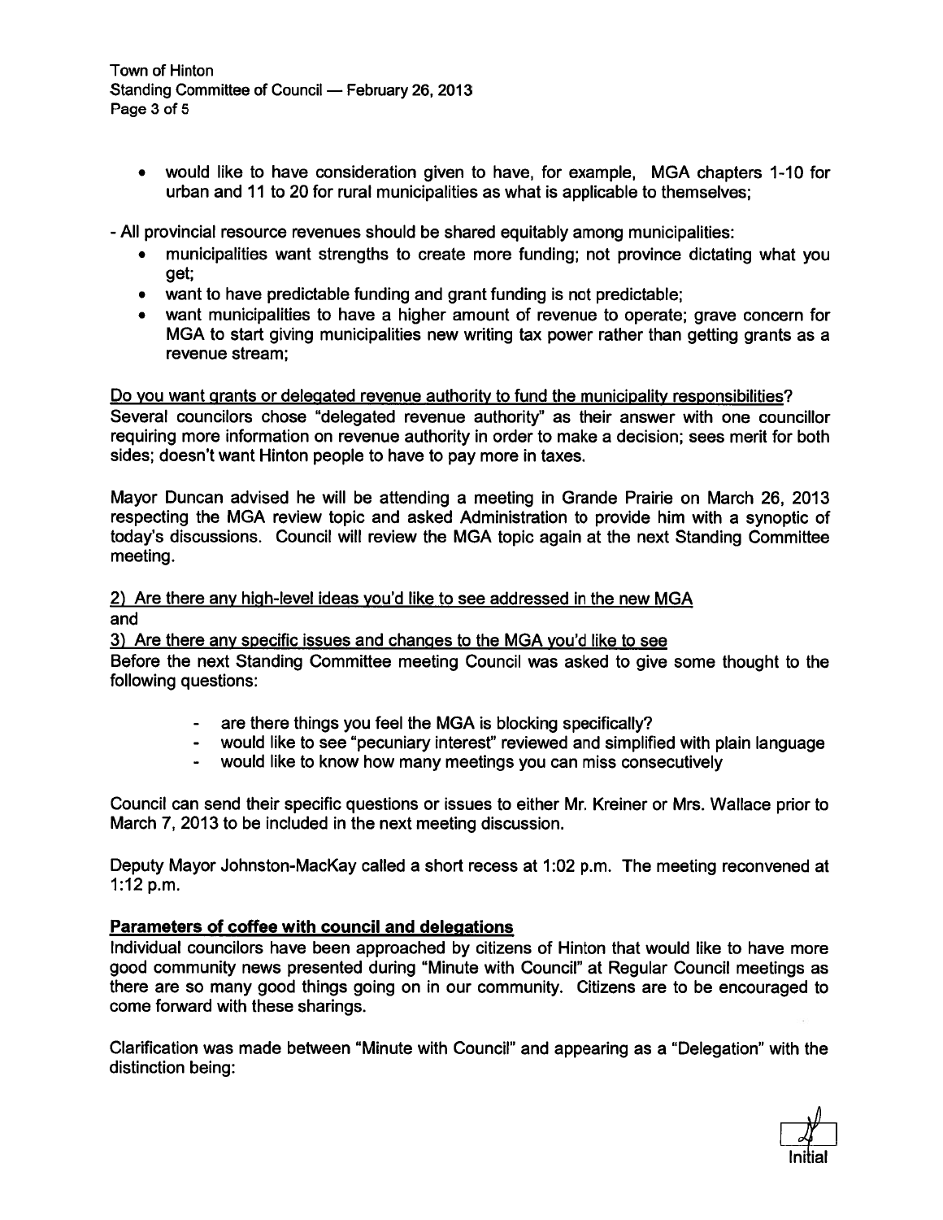- would like to have consideration given to have, for example, MGA chapters 1-10 for urban and 11 to 20 for rural municipalities as what is applicable to themselves;

- All provincial resource revenues should be shared equitably among municipalities:

- municipalities want strengths to create more funding; not province dictating what you get;
- want to have predictable funding and grant funding is not predictable;
- want municipalities to have a higher amount of revenue to operate; grave concern for MGA to start giving municipalities new writing tax power rather than getting grants as a revenue stream;

<u>Do you want grants or delegated revenue authority to fund the municipality responsibilities</u>?
Several councilors chose "delegated revenue authority" as their answer with one councillor requiring more information on revenue authority in order to make a decision; sees merit for both sides; doesn't want Hinton people to have to pay more in taxes.

Mayor Duncan advised he will be attending a meeting in Grande Prairie on March 26, 2013 respecting the MGA review topic and asked Administration to provide him with a synoptic of today's discussions. Council will review the MGA topic again at the next Standing Committee meeting.

<u>2) Are there any high-level ideas you'd like to see addressed in the new MGA</u>
and
<u>3) Are there any specific issues and changes to the MGA you'd like to see</u>
Before the next Standing Committee meeting Council was asked to give some thought to the following questions:

- are there things you feel the MGA is blocking specifically?
- would like to see "pecuniary interest" reviewed and simplified with plain language
- would like to know how many meetings you can miss consecutively

Council can send their specific questions or issues to either Mr. Kreiner or Mrs. Wallace prior to March 7, 2013 to be included in the next meeting discussion.

Deputy Mayor Johnston-MacKay called a short recess at 1:02 p.m. The meeting reconvened at 1:12 p.m.

**<u>Parameters of coffee with council and delegations</u>**
Individual councilors have been approached by citizens of Hinton that would like to have more good community news presented during "Minute with Council" at Regular Council meetings as there are so many good things going on in our community. Citizens are to be encouraged to come forward with these sharings.

Clarification was made between "Minute with Council" and appearing as a "Delegation" with the distinction being: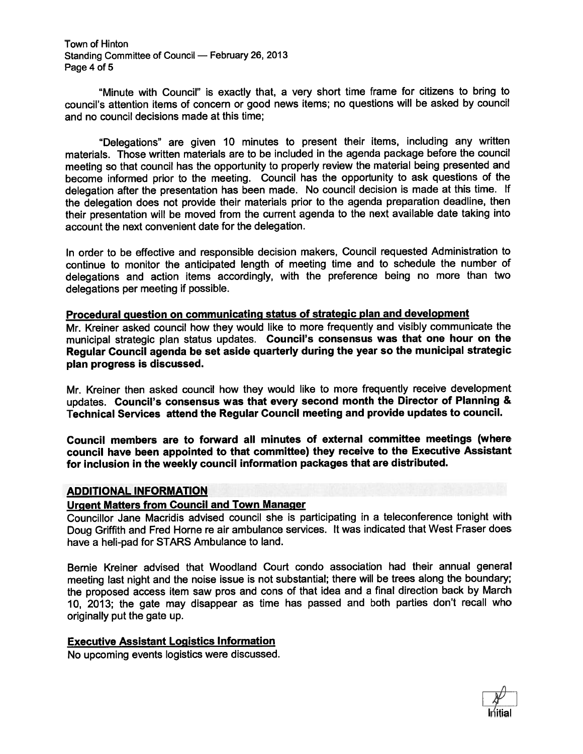"Minute with Council" is exactly that, a very short time frame for citizens to bring to council's attention items of concern or good news items; no questions will be asked by council and no council decisions made at this time;

"Delegations" are given 10 minutes to present their items, including any written materials. Those written materials are to be included in the agenda package before the council meeting so that council has the opportunity to properly review the material being presented and become informed prior to the meeting. Council has the opportunity to ask questions of the delegation after the presentation has been made. No council decision is made at this time. If the delegation does not provide their materials prior to the agenda preparation deadline, then their presentation will be moved from the current agenda to the next available date taking into account the next convenient date for the delegation.

In order to be effective and responsible decision makers, Council requested Administration to continue to monitor the anticipated length of meeting time and to schedule the number of delegations and action items accordingly, with the preference being no more than two delegations per meeting if possible.

**Procedural question on communicating status of strategic plan and development**

Mr. Kreiner asked council how they would like to more frequently and visibly communicate the municipal strategic plan status updates. **Council's consensus was that one hour on the Regular Council agenda be set aside quarterly during the year so the municipal strategic plan progress is discussed.**

Mr. Kreiner then asked council how they would like to more frequently receive development updates. **Council's consensus was that every second month the Director of Planning & Technical Services attend the Regular Council meeting and provide updates to council.**

**Council members are to forward all minutes of external committee meetings (where council have been appointed to that committee) they receive to the Executive Assistant for inclusion in the weekly council information packages that are distributed.**

## ADDITIONAL INFORMATION

**Urgent Matters from Council and Town Manager**

Councillor Jane Macridis advised council she is participating in a teleconference tonight with Doug Griffith and Fred Horne re air ambulance services. It was indicated that West Fraser does have a heli-pad for STARS Ambulance to land.

Bernie Kreiner advised that Woodland Court condo association had their annual general meeting last night and the noise issue is not substantial; there will be trees along the boundary; the proposed access item saw pros and cons of that idea and a final direction back by March 10, 2013; the gate may disappear as time has passed and both parties don't recall who originally put the gate up.

**Executive Assistant Logistics Information**

No upcoming events logistics were discussed.

Initial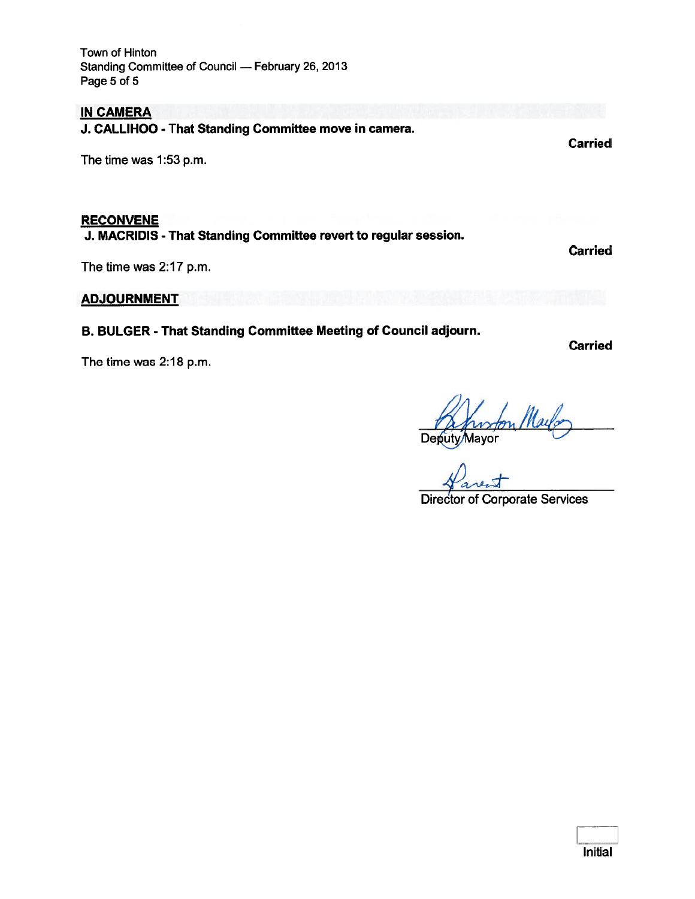## IN CAMERA

**J. CALLIHOO - That Standing Committee move in camera.**

**Carried**

The time was 1:53 p.m.

## RECONVENE

**J. MACRIDIS - That Standing Committee revert to regular session.**

**Carried**

The time was 2:17 p.m.

## ADJOURNMENT

**B. BULGER - That Standing Committee Meeting of Council adjourn.**

**Carried**

The time was 2:18 p.m.

Deputy Mayor

Director of Corporate Services

Initial